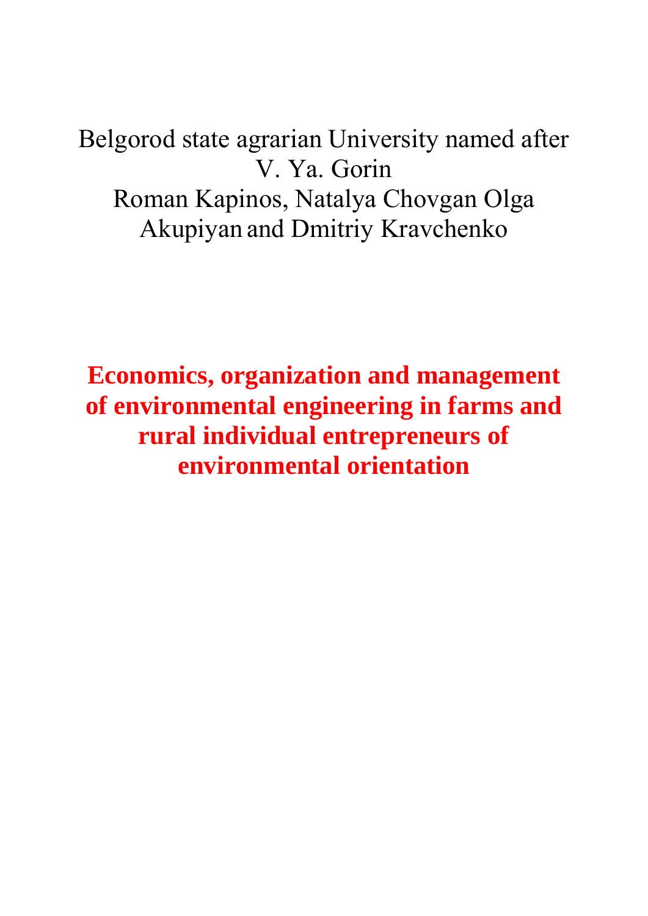Belgorod state agrarian University named after V. Ya. Gorin

Roman Kapinos, Natalya Chovgan Olga Akupiyan and Dmitriy Kravchenko

# Economics, organization and management of environmental engineering in farms and rural individual entrepreneurs of environmental orientation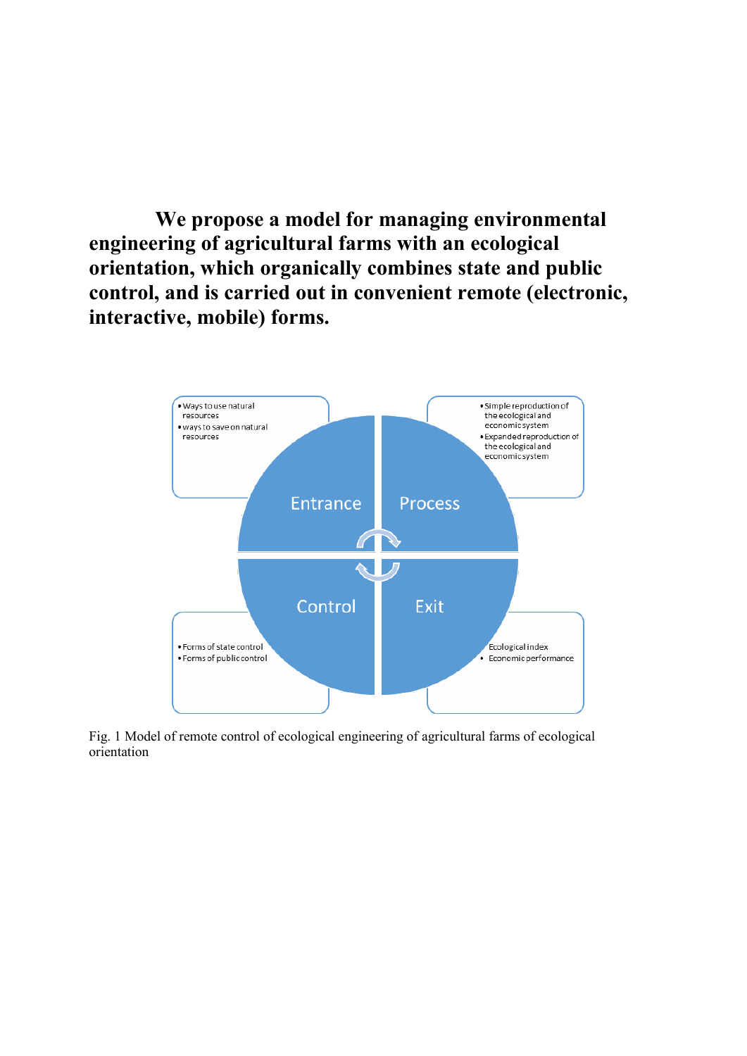**We propose a model for managing environmental engineering of agricultural farms with an ecological orientation, which organically combines state and public control, and is carried out in convenient remote (electronic, interactive, mobile) forms.**

**Entrance**
- Ways to use natural resources
- ways to save on natural resources

**Process**
- Simple reproduction of the ecological and economic system
- Expanded reproduction of the ecological and economic system

**Control**
- Forms of state control
- Forms of public control

**Exit**
- Ecological index
- Economic performance

Fig. 1 Model of remote control of ecological engineering of agricultural farms of ecological orientation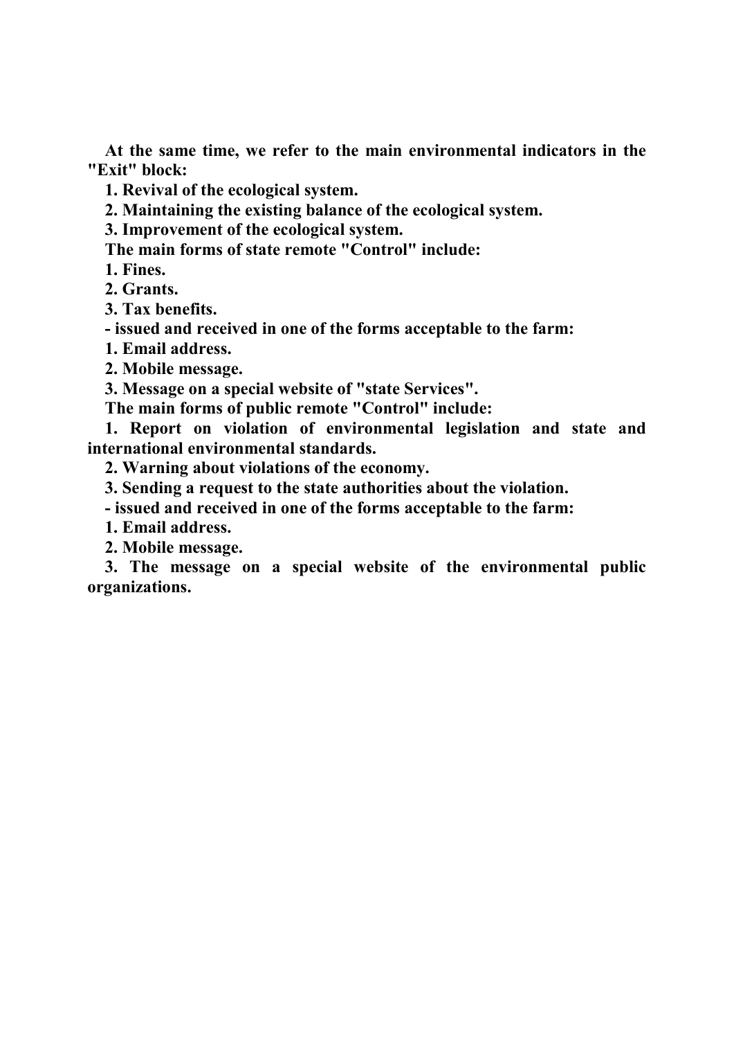**At the same time, we refer to the main environmental indicators in the "Exit" block:**

**1. Revival of the ecological system.**

**2. Maintaining the existing balance of the ecological system.**

**3. Improvement of the ecological system.**

**The main forms of state remote "Control" include:**

**1. Fines.**

**2. Grants.**

**3. Tax benefits.**

**- issued and received in one of the forms acceptable to the farm:**

**1. Email address.**

**2. Mobile message.**

**3. Message on a special website of "state Services".**

**The main forms of public remote "Control" include:**

**1. Report on violation of environmental legislation and state and international environmental standards.**

**2. Warning about violations of the economy.**

**3. Sending a request to the state authorities about the violation.**

**- issued and received in one of the forms acceptable to the farm:**

**1. Email address.**

**2. Mobile message.**

**3. The message on a special website of the environmental public organizations.**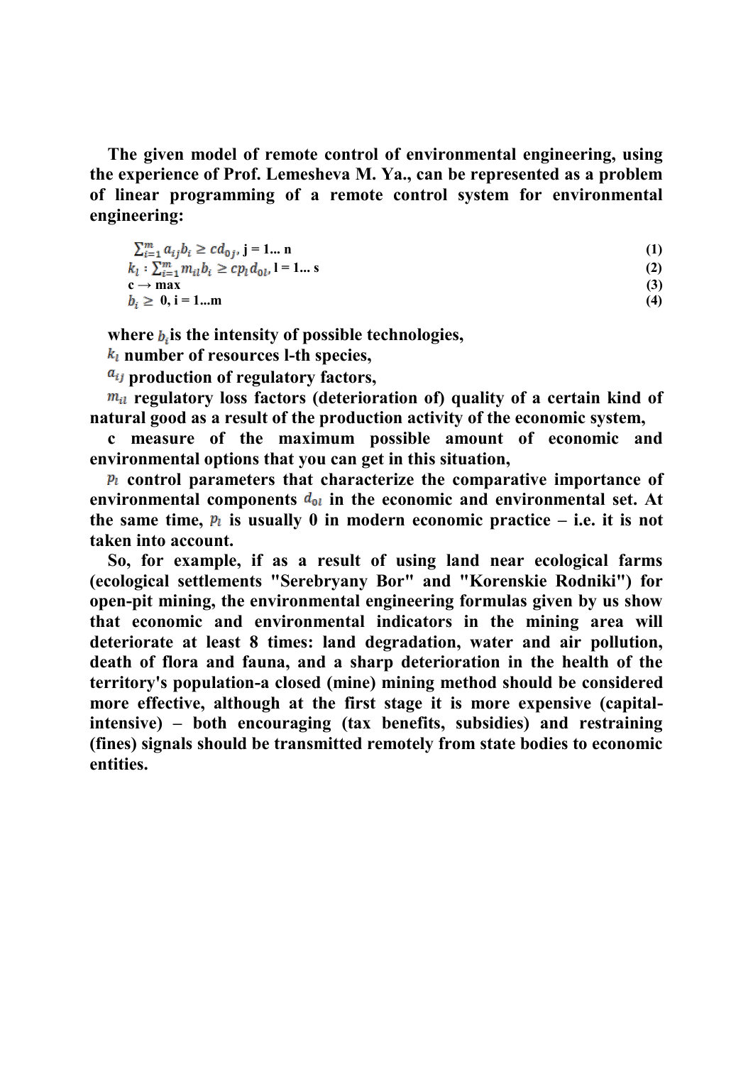**The given model of remote control of environmental engineering, using the experience of Prof. Lemesheva M. Ya., can be represented as a problem of linear programming of a remote control system for environmental engineering:**

$$\sum_{i=1}^{m} a_{ij} b_i \geq c d_{0j}, \ \mathbf{j = 1... n} \tag{1}$$

$$k_l : \sum_{i=1}^{m} m_{il} b_i \geq c p_l d_{0l}, \ \mathbf{l = 1... s} \tag{2}$$

$$c \rightarrow \max \tag{3}$$

$$b_i \geq 0, \ \mathbf{i = 1...m} \tag{4}$$

**where $b_i$ is the intensity of possible technologies,**

**$k_l$ number of resources l-th species,**

**$a_{ij}$ production of regulatory factors,**

**$m_{il}$ regulatory loss factors (deterioration of) quality of a certain kind of natural good as a result of the production activity of the economic system,**

**c measure of the maximum possible amount of economic and environmental options that you can get in this situation,**

**$p_l$ control parameters that characterize the comparative importance of environmental components $d_{0l}$ in the economic and environmental set. At the same time, $p_l$ is usually 0 in modern economic practice – i.e. it is not taken into account.**

**So, for example, if as a result of using land near ecological farms (ecological settlements "Serebryany Bor" and "Korenskie Rodniki") for open-pit mining, the environmental engineering formulas given by us show that economic and environmental indicators in the mining area will deteriorate at least 8 times: land degradation, water and air pollution, death of flora and fauna, and a sharp deterioration in the health of the territory's population-a closed (mine) mining method should be considered more effective, although at the first stage it is more expensive (capital-intensive) – both encouraging (tax benefits, subsidies) and restraining (fines) signals should be transmitted remotely from state bodies to economic entities.**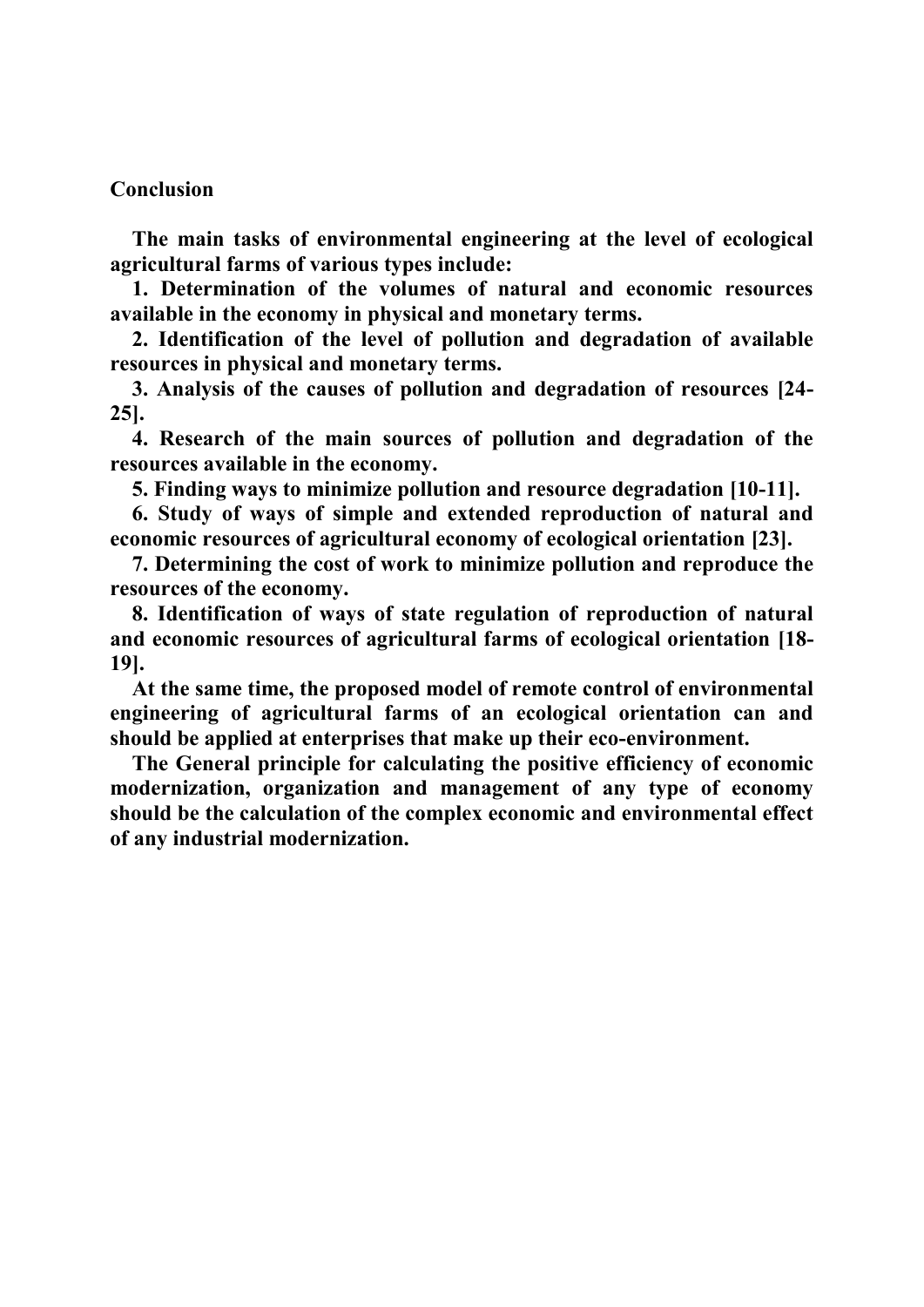## Conclusion

**The main tasks of environmental engineering at the level of ecological agricultural farms of various types include:**

**1. Determination of the volumes of natural and economic resources available in the economy in physical and monetary terms.**

**2. Identification of the level of pollution and degradation of available resources in physical and monetary terms.**

**3. Analysis of the causes of pollution and degradation of resources [24-25].**

**4. Research of the main sources of pollution and degradation of the resources available in the economy.**

**5. Finding ways to minimize pollution and resource degradation [10-11].**

**6. Study of ways of simple and extended reproduction of natural and economic resources of agricultural economy of ecological orientation [23].**

**7. Determining the cost of work to minimize pollution and reproduce the resources of the economy.**

**8. Identification of ways of state regulation of reproduction of natural and economic resources of agricultural farms of ecological orientation [18-19].**

**At the same time, the proposed model of remote control of environmental engineering of agricultural farms of an ecological orientation can and should be applied at enterprises that make up their eco-environment.**

**The General principle for calculating the positive efficiency of economic modernization, organization and management of any type of economy should be the calculation of the complex economic and environmental effect of any industrial modernization.**